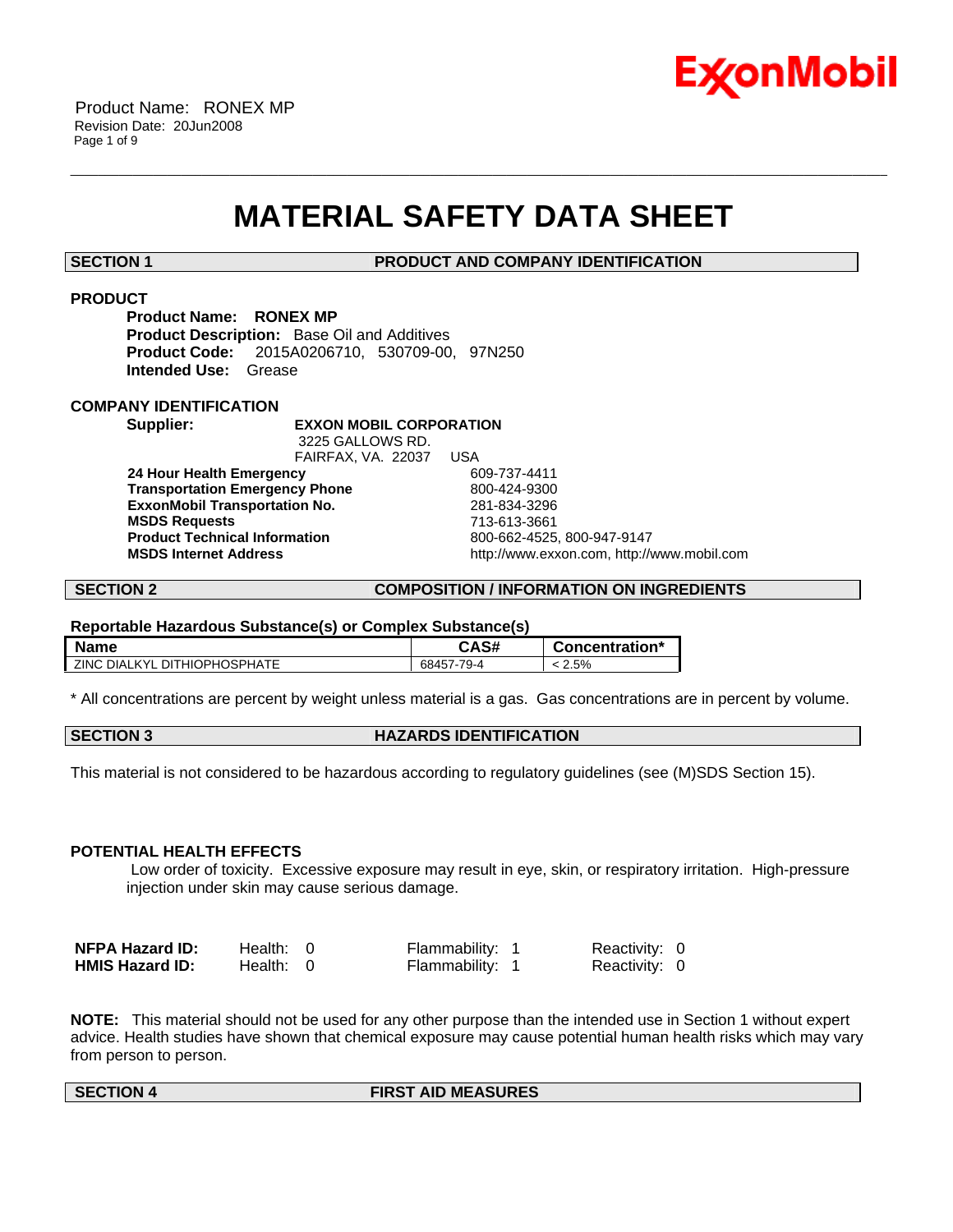# MATERIAL SAFETY DATA SHEET

## SECTION 1 PRODUCT AND COMPANY IDENTIFICATION

### PRODUCT

**Product Name:** **RONEX MP**
**Product Description:** Base Oil and Additives
**Product Code:** 2015A0206710, 530709-00, 97N250
**Intended Use:** Grease

### COMPANY IDENTIFICATION

**Supplier:** **EXXON MOBIL CORPORATION**
3225 GALLOWS RD.
FAIRFAX, VA. 22037 USA

| | |
|---|---|
| **24 Hour Health Emergency** | 609-737-4411 |
| **Transportation Emergency Phone** | 800-424-9300 |
| **ExxonMobil Transportation No.** | 281-834-3296 |
| **MSDS Requests** | 713-613-3661 |
| **Product Technical Information** | 800-662-4525, 800-947-9147 |
| **MSDS Internet Address** | http://www.exxon.com, http://www.mobil.com |

## SECTION 2 COMPOSITION / INFORMATION ON INGREDIENTS

**Reportable Hazardous Substance(s) or Complex Substance(s)**

| Name | CAS# | Concentration* |
|---|---|---|
| ZINC DIALKYL DITHIOPHOSPHATE | 68457-79-4 | < 2.5% |

* All concentrations are percent by weight unless material is a gas. Gas concentrations are in percent by volume.

## SECTION 3 HAZARDS IDENTIFICATION

This material is not considered to be hazardous according to regulatory guidelines (see (M)SDS Section 15).

### POTENTIAL HEALTH EFFECTS

Low order of toxicity. Excessive exposure may result in eye, skin, or respiratory irritation. High-pressure injection under skin may cause serious damage.

| | | | |
|---|---|---|---|
| **NFPA Hazard ID:** | Health: 0 | Flammability: 1 | Reactivity: 0 |
| **HMIS Hazard ID:** | Health: 0 | Flammability: 1 | Reactivity: 0 |

**NOTE:** This material should not be used for any other purpose than the intended use in Section 1 without expert advice. Health studies have shown that chemical exposure may cause potential human health risks which may vary from person to person.

## SECTION 4 FIRST AID MEASURES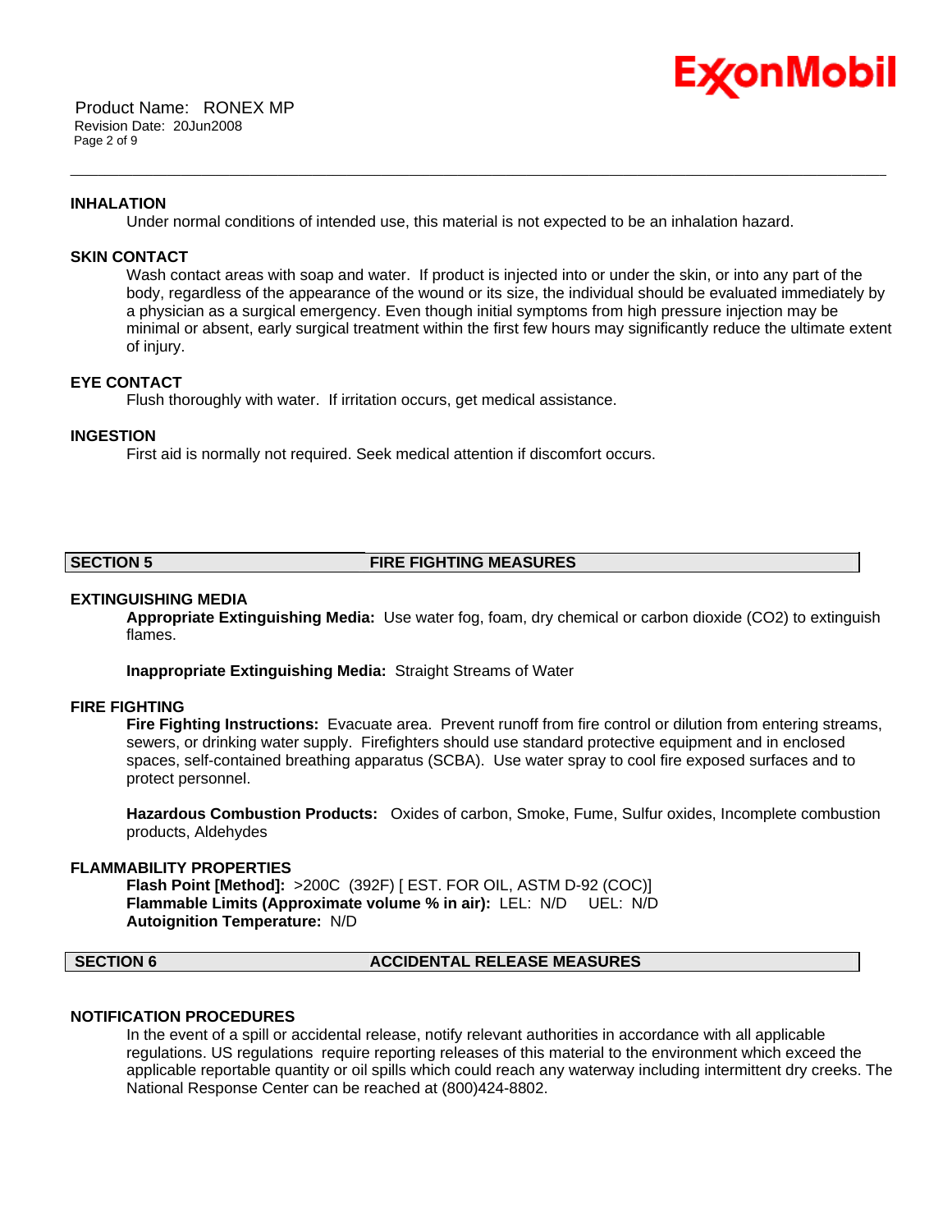### INHALATION

Under normal conditions of intended use, this material is not expected to be an inhalation hazard.

### SKIN CONTACT

Wash contact areas with soap and water. If product is injected into or under the skin, or into any part of the body, regardless of the appearance of the wound or its size, the individual should be evaluated immediately by a physician as a surgical emergency. Even though initial symptoms from high pressure injection may be minimal or absent, early surgical treatment within the first few hours may significantly reduce the ultimate extent of injury.

### EYE CONTACT

Flush thoroughly with water. If irritation occurs, get medical assistance.

### INGESTION

First aid is normally not required. Seek medical attention if discomfort occurs.

## SECTION 5 FIRE FIGHTING MEASURES

### EXTINGUISHING MEDIA

**Appropriate Extinguishing Media:** Use water fog, foam, dry chemical or carbon dioxide ($CO_2$) to extinguish flames.

**Inappropriate Extinguishing Media:** Straight Streams of Water

### FIRE FIGHTING

**Fire Fighting Instructions:** Evacuate area. Prevent runoff from fire control or dilution from entering streams, sewers, or drinking water supply. Firefighters should use standard protective equipment and in enclosed spaces, self-contained breathing apparatus (SCBA). Use water spray to cool fire exposed surfaces and to protect personnel.

**Hazardous Combustion Products:** Oxides of carbon, Smoke, Fume, Sulfur oxides, Incomplete combustion products, Aldehydes

### FLAMMABILITY PROPERTIES

**Flash Point [Method]:** >200C (392F) [ EST. FOR OIL, ASTM D-92 (COC)]
**Flammable Limits (Approximate volume % in air):** LEL: N/D UEL: N/D
**Autoignition Temperature:** N/D

## SECTION 6 ACCIDENTAL RELEASE MEASURES

### NOTIFICATION PROCEDURES

In the event of a spill or accidental release, notify relevant authorities in accordance with all applicable regulations. US regulations require reporting releases of this material to the environment which exceed the applicable reportable quantity or oil spills which could reach any waterway including intermittent dry creeks. The National Response Center can be reached at (800)424-8802.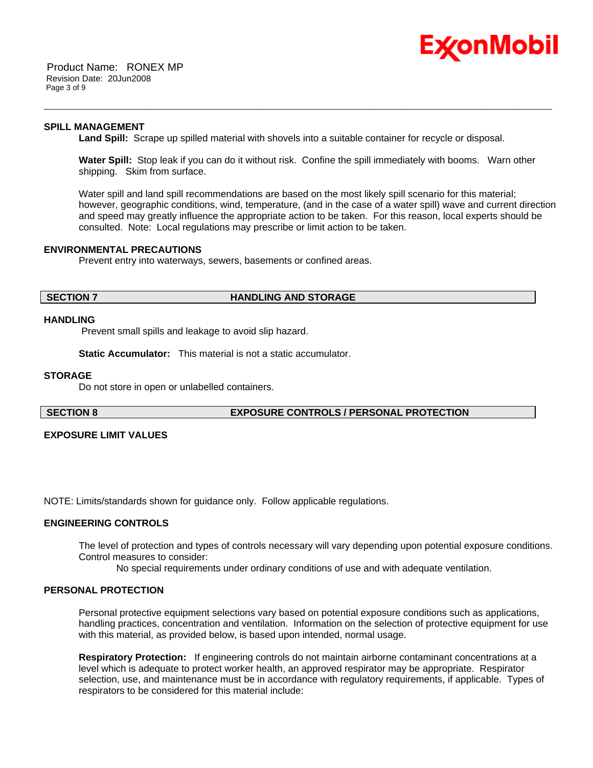### SPILL MANAGEMENT

**Land Spill:** Scrape up spilled material with shovels into a suitable container for recycle or disposal.

**Water Spill:** Stop leak if you can do it without risk. Confine the spill immediately with booms. Warn other shipping. Skim from surface.

Water spill and land spill recommendations are based on the most likely spill scenario for this material; however, geographic conditions, wind, temperature, (and in the case of a water spill) wave and current direction and speed may greatly influence the appropriate action to be taken. For this reason, local experts should be consulted. Note: Local regulations may prescribe or limit action to be taken.

### ENVIRONMENTAL PRECAUTIONS

Prevent entry into waterways, sewers, basements or confined areas.

## SECTION 7 HANDLING AND STORAGE

### HANDLING

Prevent small spills and leakage to avoid slip hazard.

**Static Accumulator:** This material is not a static accumulator.

### STORAGE

Do not store in open or unlabelled containers.

## SECTION 8 EXPOSURE CONTROLS / PERSONAL PROTECTION

### EXPOSURE LIMIT VALUES

NOTE: Limits/standards shown for guidance only. Follow applicable regulations.

### ENGINEERING CONTROLS

The level of protection and types of controls necessary will vary depending upon potential exposure conditions. Control measures to consider:

No special requirements under ordinary conditions of use and with adequate ventilation.

### PERSONAL PROTECTION

Personal protective equipment selections vary based on potential exposure conditions such as applications, handling practices, concentration and ventilation. Information on the selection of protective equipment for use with this material, as provided below, is based upon intended, normal usage.

**Respiratory Protection:** If engineering controls do not maintain airborne contaminant concentrations at a level which is adequate to protect worker health, an approved respirator may be appropriate. Respirator selection, use, and maintenance must be in accordance with regulatory requirements, if applicable. Types of respirators to be considered for this material include: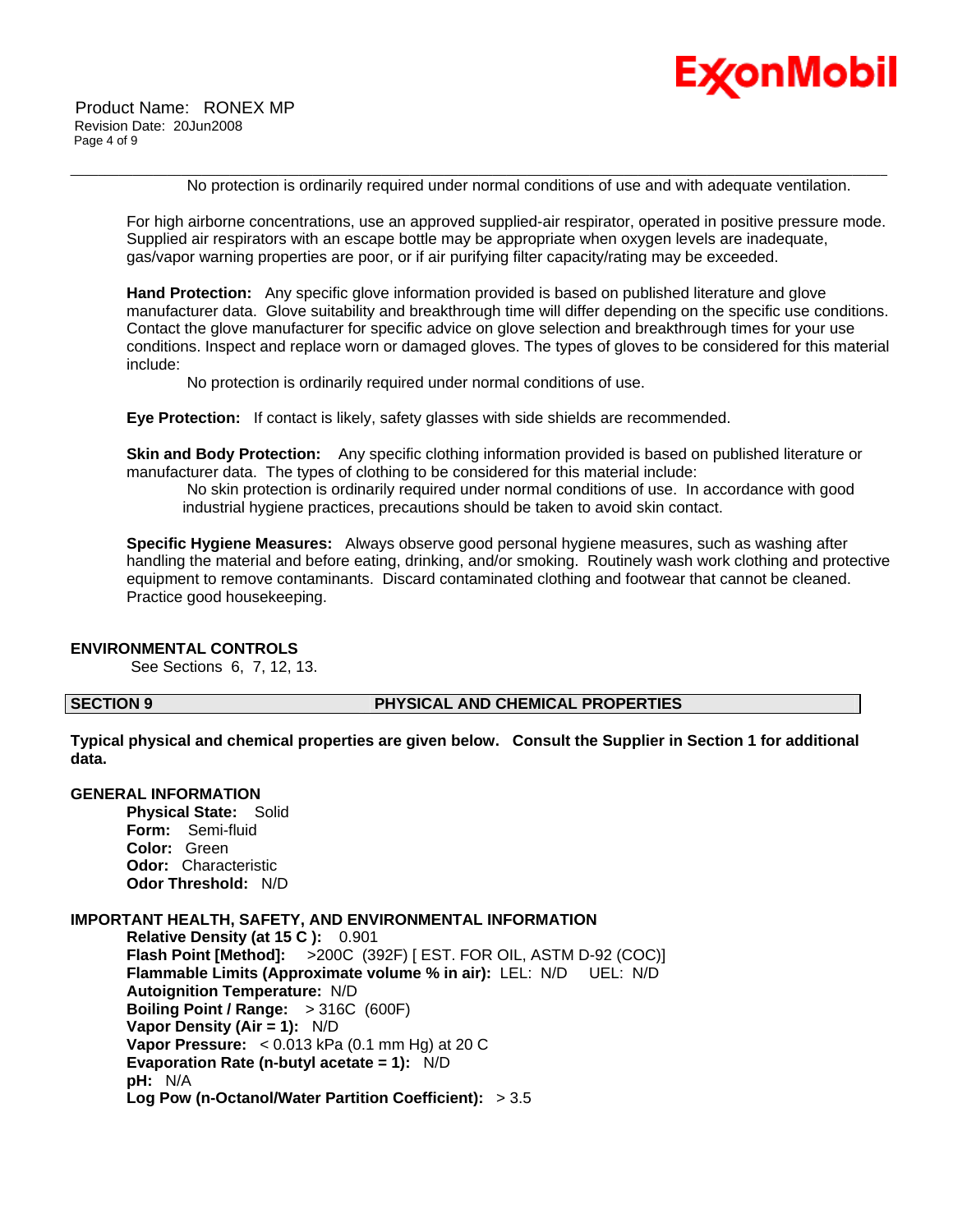No protection is ordinarily required under normal conditions of use and with adequate ventilation.

For high airborne concentrations, use an approved supplied-air respirator, operated in positive pressure mode. Supplied air respirators with an escape bottle may be appropriate when oxygen levels are inadequate, gas/vapor warning properties are poor, or if air purifying filter capacity/rating may be exceeded.

**Hand Protection:** Any specific glove information provided is based on published literature and glove manufacturer data. Glove suitability and breakthrough time will differ depending on the specific use conditions. Contact the glove manufacturer for specific advice on glove selection and breakthrough times for your use conditions. Inspect and replace worn or damaged gloves. The types of gloves to be considered for this material include:

No protection is ordinarily required under normal conditions of use.

**Eye Protection:** If contact is likely, safety glasses with side shields are recommended.

**Skin and Body Protection:** Any specific clothing information provided is based on published literature or manufacturer data. The types of clothing to be considered for this material include:

No skin protection is ordinarily required under normal conditions of use. In accordance with good industrial hygiene practices, precautions should be taken to avoid skin contact.

**Specific Hygiene Measures:** Always observe good personal hygiene measures, such as washing after handling the material and before eating, drinking, and/or smoking. Routinely wash work clothing and protective equipment to remove contaminants. Discard contaminated clothing and footwear that cannot be cleaned. Practice good housekeeping.

### ENVIRONMENTAL CONTROLS

See Sections 6, 7, 12, 13.

## SECTION 9 PHYSICAL AND CHEMICAL PROPERTIES

**Typical physical and chemical properties are given below. Consult the Supplier in Section 1 for additional data.**

### GENERAL INFORMATION

**Physical State:** Solid
**Form:** Semi-fluid
**Color:** Green
**Odor:** Characteristic
**Odor Threshold:** N/D

### IMPORTANT HEALTH, SAFETY, AND ENVIRONMENTAL INFORMATION

**Relative Density (at 15 C ):** 0.901
**Flash Point [Method]:** >200C (392F) [ EST. FOR OIL, ASTM D-92 (COC)]
**Flammable Limits (Approximate volume % in air):** LEL: N/D UEL: N/D
**Autoignition Temperature:** N/D
**Boiling Point / Range:** > 316C (600F)
**Vapor Density (Air = 1):** N/D
**Vapor Pressure:** < 0.013 kPa (0.1 mm Hg) at 20 C
**Evaporation Rate (n-butyl acetate = 1):** N/D
**pH:** N/A
**Log Pow (n-Octanol/Water Partition Coefficient):** > 3.5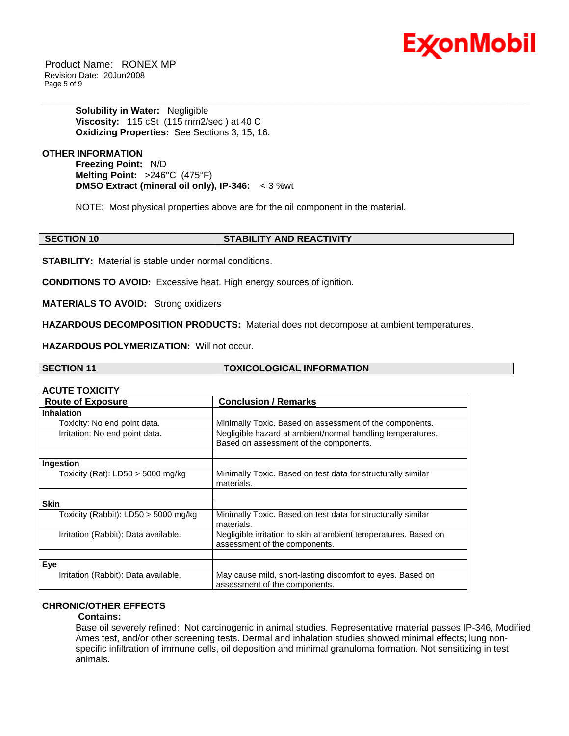**Solubility in Water:** Negligible
**Viscosity:** 115 cSt (115 mm2/sec ) at 40 C
**Oxidizing Properties:** See Sections 3, 15, 16.

**OTHER INFORMATION**
**Freezing Point:** N/D
**Melting Point:** >246°C (475°F)
**DMSO Extract (mineral oil only), IP-346:** < 3 %wt

NOTE: Most physical properties above are for the oil component in the material.

## SECTION 10 STABILITY AND REACTIVITY

**STABILITY:** Material is stable under normal conditions.

**CONDITIONS TO AVOID:** Excessive heat. High energy sources of ignition.

**MATERIALS TO AVOID:** Strong oxidizers

**HAZARDOUS DECOMPOSITION PRODUCTS:** Material does not decompose at ambient temperatures.

**HAZARDOUS POLYMERIZATION:** Will not occur.

## SECTION 11 TOXICOLOGICAL INFORMATION

**ACUTE TOXICITY**

| Route of Exposure | Conclusion / Remarks |
|---|---|
| **Inhalation** | |
| Toxicity: No end point data. | Minimally Toxic. Based on assessment of the components. |
| Irritation: No end point data. | Negligible hazard at ambient/normal handling temperatures. Based on assessment of the components. |
| | |
| **Ingestion** | |
| Toxicity (Rat): LD50 > 5000 mg/kg | Minimally Toxic. Based on test data for structurally similar materials. |
| | |
| **Skin** | |
| Toxicity (Rabbit): LD50 > 5000 mg/kg | Minimally Toxic. Based on test data for structurally similar materials. |
| Irritation (Rabbit): Data available. | Negligible irritation to skin at ambient temperatures. Based on assessment of the components. |
| | |
| **Eye** | |
| Irritation (Rabbit): Data available. | May cause mild, short-lasting discomfort to eyes. Based on assessment of the components. |

**CHRONIC/OTHER EFFECTS**

**Contains:**

Base oil severely refined: Not carcinogenic in animal studies. Representative material passes IP-346, Modified Ames test, and/or other screening tests. Dermal and inhalation studies showed minimal effects; lung non-specific infiltration of immune cells, oil deposition and minimal granuloma formation. Not sensitizing in test animals.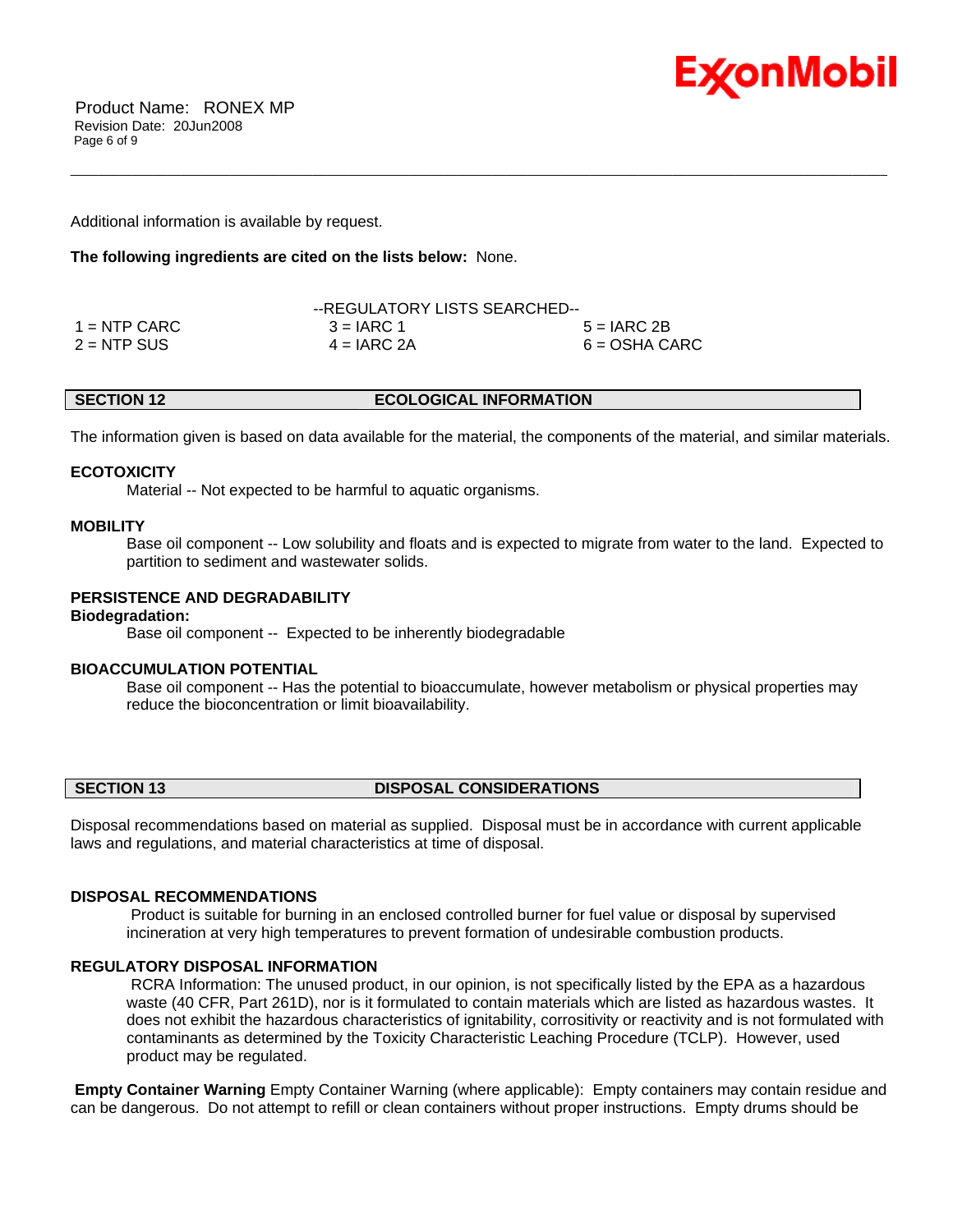Additional information is available by request.

**The following ingredients are cited on the lists below:** None.

--REGULATORY LISTS SEARCHED--

| | | |
|---|---|---|
| 1 = NTP CARC | 3 = IARC 1 | 5 = IARC 2B |
| 2 = NTP SUS | 4 = IARC 2A | 6 = OSHA CARC |

## SECTION 12 ECOLOGICAL INFORMATION

The information given is based on data available for the material, the components of the material, and similar materials.

**ECOTOXICITY**

Material -- Not expected to be harmful to aquatic organisms.

**MOBILITY**

Base oil component -- Low solubility and floats and is expected to migrate from water to the land. Expected to partition to sediment and wastewater solids.

**PERSISTENCE AND DEGRADABILITY**

**Biodegradation:**

Base oil component -- Expected to be inherently biodegradable

**BIOACCUMULATION POTENTIAL**

Base oil component -- Has the potential to bioaccumulate, however metabolism or physical properties may reduce the bioconcentration or limit bioavailability.

## SECTION 13 DISPOSAL CONSIDERATIONS

Disposal recommendations based on material as supplied. Disposal must be in accordance with current applicable laws and regulations, and material characteristics at time of disposal.

**DISPOSAL RECOMMENDATIONS**

Product is suitable for burning in an enclosed controlled burner for fuel value or disposal by supervised incineration at very high temperatures to prevent formation of undesirable combustion products.

**REGULATORY DISPOSAL INFORMATION**

RCRA Information: The unused product, in our opinion, is not specifically listed by the EPA as a hazardous waste (40 CFR, Part 261D), nor is it formulated to contain materials which are listed as hazardous wastes. It does not exhibit the hazardous characteristics of ignitability, corrositivity or reactivity and is not formulated with contaminants as determined by the Toxicity Characteristic Leaching Procedure (TCLP). However, used product may be regulated.

**Empty Container Warning** Empty Container Warning (where applicable): Empty containers may contain residue and can be dangerous. Do not attempt to refill or clean containers without proper instructions. Empty drums should be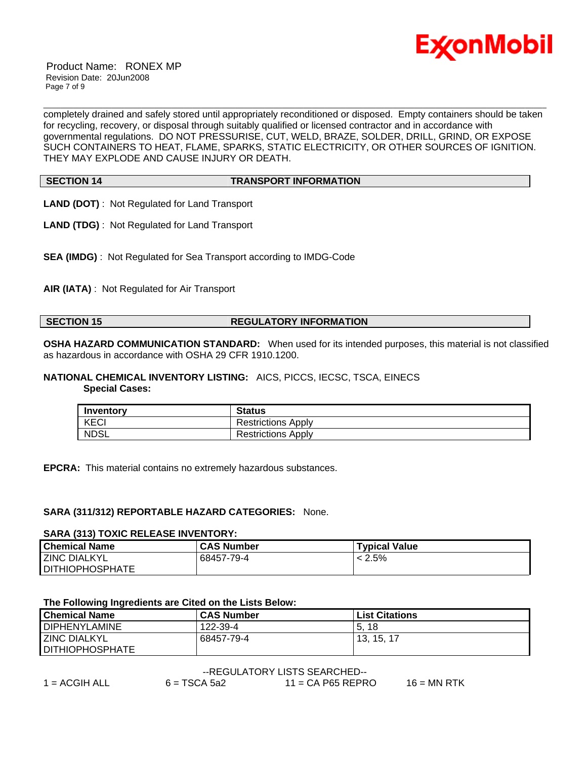completely drained and safely stored until appropriately reconditioned or disposed. Empty containers should be taken for recycling, recovery, or disposal through suitably qualified or licensed contractor and in accordance with governmental regulations. DO NOT PRESSURISE, CUT, WELD, BRAZE, SOLDER, DRILL, GRIND, OR EXPOSE SUCH CONTAINERS TO HEAT, FLAME, SPARKS, STATIC ELECTRICITY, OR OTHER SOURCES OF IGNITION. THEY MAY EXPLODE AND CAUSE INJURY OR DEATH.

## SECTION 14 TRANSPORT INFORMATION

**LAND (DOT)** : Not Regulated for Land Transport

**LAND (TDG)** : Not Regulated for Land Transport

**SEA (IMDG)** : Not Regulated for Sea Transport according to IMDG-Code

**AIR (IATA)** : Not Regulated for Air Transport

## SECTION 15 REGULATORY INFORMATION

**OSHA HAZARD COMMUNICATION STANDARD:** When used for its intended purposes, this material is not classified as hazardous in accordance with OSHA 29 CFR 1910.1200.

**NATIONAL CHEMICAL INVENTORY LISTING:** AICS, PICCS, IECSC, TSCA, EINECS

**Special Cases:**

| Inventory | Status |
|---|---|
| KECI | Restrictions Apply |
| NDSL | Restrictions Apply |

**EPCRA:** This material contains no extremely hazardous substances.

**SARA (311/312) REPORTABLE HAZARD CATEGORIES:** None.

**SARA (313) TOXIC RELEASE INVENTORY:**

| Chemical Name | CAS Number | Typical Value |
|---|---|---|
| ZINC DIALKYL DITHIOPHOSPHATE | 68457-79-4 | < 2.5% |

**The Following Ingredients are Cited on the Lists Below:**

| Chemical Name | CAS Number | List Citations |
|---|---|---|
| DIPHENYLAMINE | 122-39-4 | 5, 18 |
| ZINC DIALKYL DITHIOPHOSPHATE | 68457-79-4 | 13, 15, 17 |

--REGULATORY LISTS SEARCHED--

1 = ACGIH ALL    6 = TSCA 5a2    11 = CA P65 REPRO    16 = MN RTK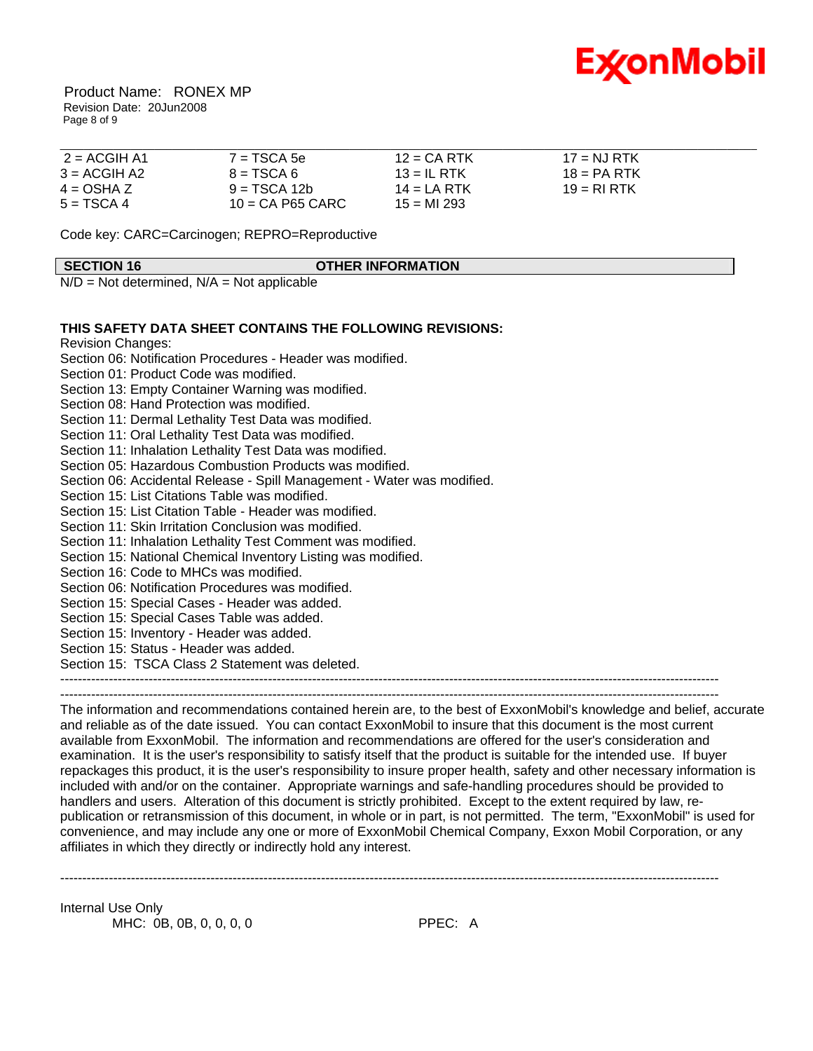| | | | |
|---|---|---|---|
| 2 = ACGIH A1 | 7 = TSCA 5e | 12 = CA RTK | 17 = NJ RTK |
| 3 = ACGIH A2 | 8 = TSCA 6 | 13 = IL RTK | 18 = PA RTK |
| 4 = OSHA Z | 9 = TSCA 12b | 14 = LA RTK | 19 = RI RTK |
| 5 = TSCA 4 | 10 = CA P65 CARC | 15 = MI 293 | |

Code key: CARC=Carcinogen; REPRO=Reproductive

## SECTION 16 OTHER INFORMATION

N/D = Not determined, N/A = Not applicable

**THIS SAFETY DATA SHEET CONTAINS THE FOLLOWING REVISIONS:**

Revision Changes:
Section 06: Notification Procedures - Header was modified.
Section 01: Product Code was modified.
Section 13: Empty Container Warning was modified.
Section 08: Hand Protection was modified.
Section 11: Dermal Lethality Test Data was modified.
Section 11: Oral Lethality Test Data was modified.
Section 11: Inhalation Lethality Test Data was modified.
Section 05: Hazardous Combustion Products was modified.
Section 06: Accidental Release - Spill Management - Water was modified.
Section 15: List Citations Table was modified.
Section 15: List Citation Table - Header was modified.
Section 11: Skin Irritation Conclusion was modified.
Section 11: Inhalation Lethality Test Comment was modified.
Section 15: National Chemical Inventory Listing was modified.
Section 16: Code to MHCs was modified.
Section 06: Notification Procedures was modified.
Section 15: Special Cases - Header was added.
Section 15: Special Cases Table was added.
Section 15: Inventory - Header was added.
Section 15: Status - Header was added.
Section 15: TSCA Class 2 Statement was deleted.

-----------------------------------------------------------------------------------------------------------------------------------------------

-----------------------------------------------------------------------------------------------------------------------------------------------

The information and recommendations contained herein are, to the best of ExxonMobil's knowledge and belief, accurate and reliable as of the date issued. You can contact ExxonMobil to insure that this document is the most current available from ExxonMobil. The information and recommendations are offered for the user's consideration and examination. It is the user's responsibility to satisfy itself that the product is suitable for the intended use. If buyer repackages this product, it is the user's responsibility to insure proper health, safety and other necessary information is included with and/or on the container. Appropriate warnings and safe-handling procedures should be provided to handlers and users. Alteration of this document is strictly prohibited. Except to the extent required by law, re-publication or retransmission of this document, in whole or in part, is not permitted. The term, "ExxonMobil" is used for convenience, and may include any one or more of ExxonMobil Chemical Company, Exxon Mobil Corporation, or any affiliates in which they directly or indirectly hold any interest.

-----------------------------------------------------------------------------------------------------------------------------------------------

Internal Use Only
MHC: 0B, 0B, 0, 0, 0, 0 PPEC: A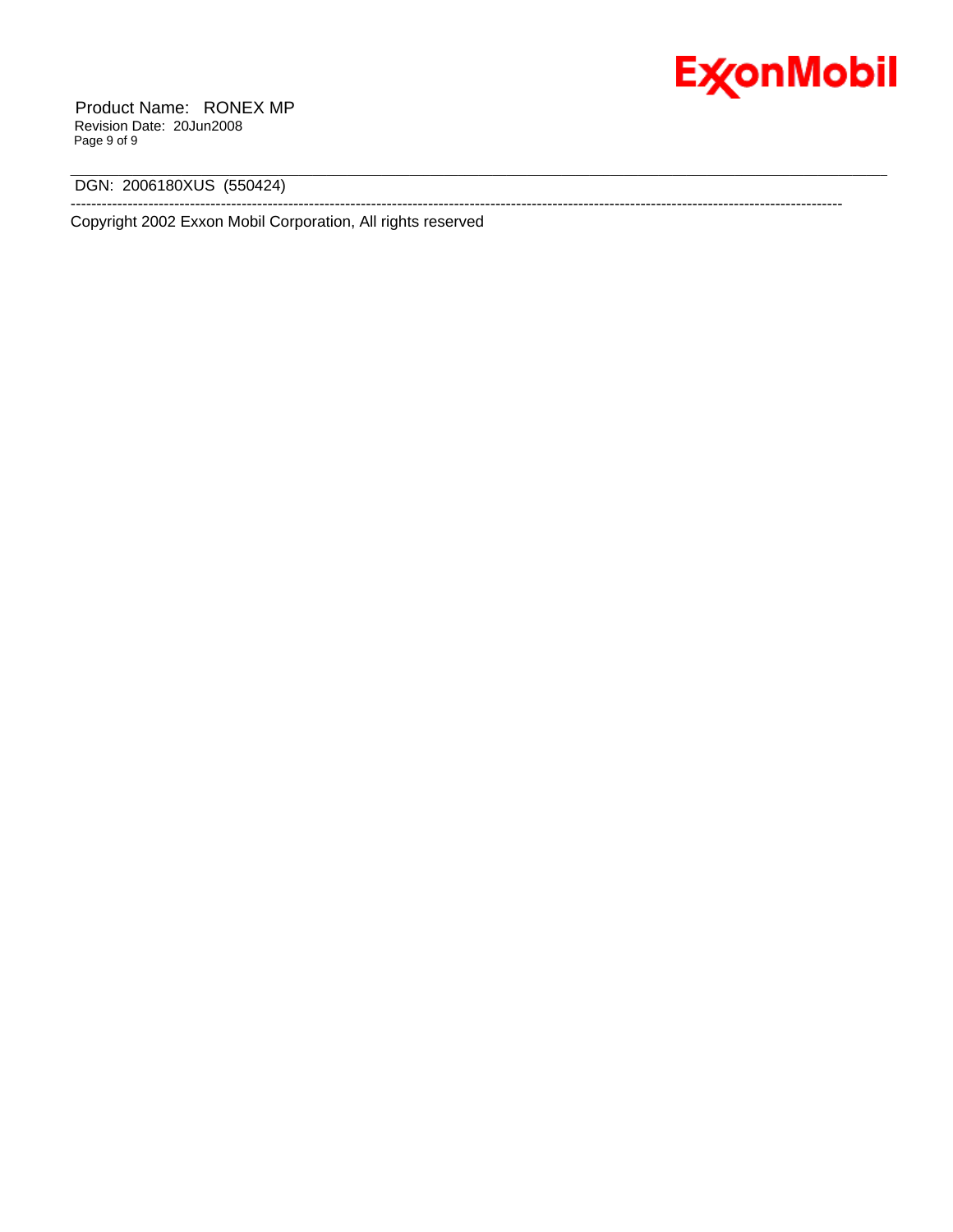DGN: 2006180XUS (550424)

---

Copyright 2002 Exxon Mobil Corporation, All rights reserved